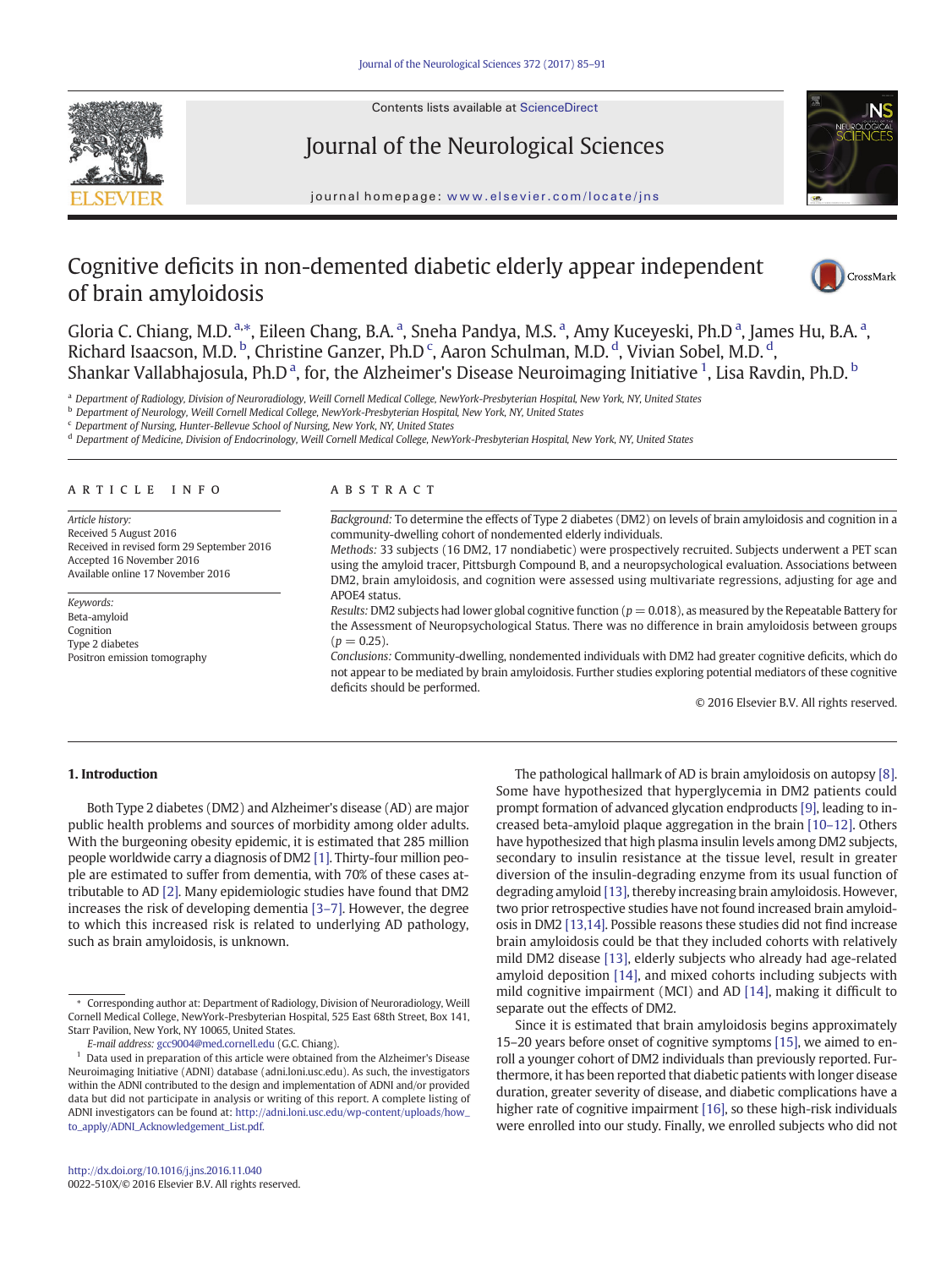# Cognitive deficits in non-demented diabetic elderly appear independent of brain amyloidosis

Gloria C. Chiang, M.D. [a,*], Eileen Chang, B.A. [a], Sneha Pandya, M.S. [a], Amy Kuceyeski, Ph.D [a], James Hu, B.A. [a], Richard Isaacson, M.D. [b], Christine Ganzer, Ph.D [c], Aaron Schulman, M.D. [d], Vivian Sobel, M.D. [d], Shankar Vallabhajosula, Ph.D [a], for, the Alzheimer's Disease Neuroimaging Initiative [1], Lisa Ravdin, Ph.D. [b]

[a] Department of Radiology, Division of Neuroradiology, Weill Cornell Medical College, NewYork-Presbyterian Hospital, New York, NY, United States
[b] Department of Neurology, Weill Cornell Medical College, NewYork-Presbyterian Hospital, New York, NY, United States
[c] Department of Nursing, Hunter-Bellevue School of Nursing, New York, NY, United States
[d] Department of Medicine, Division of Endocrinology, Weill Cornell Medical College, NewYork-Presbyterian Hospital, New York, NY, United States

## ARTICLE INFO

*Article history:*
Received 5 August 2016
Received in revised form 29 September 2016
Accepted 16 November 2016
Available online 17 November 2016

*Keywords:*
Beta-amyloid
Cognition
Type 2 diabetes
Positron emission tomography

## ABSTRACT

*Background:* To determine the effects of Type 2 diabetes (DM2) on levels of brain amyloidosis and cognition in a community-dwelling cohort of nondemented elderly individuals.

*Methods:* 33 subjects (16 DM2, 17 nondiabetic) were prospectively recruited. Subjects underwent a PET scan using the amyloid tracer, Pittsburgh Compound B, and a neuropsychological evaluation. Associations between DM2, brain amyloidosis, and cognition were assessed using multivariate regressions, adjusting for age and APOE4 status.

*Results:* DM2 subjects had lower global cognitive function ($p = 0.018$), as measured by the Repeatable Battery for the Assessment of Neuropsychological Status. There was no difference in brain amyloidosis between groups ($p = 0.25$).

*Conclusions:* Community-dwelling, nondemented individuals with DM2 had greater cognitive deficits, which do not appear to be mediated by brain amyloidosis. Further studies exploring potential mediators of these cognitive deficits should be performed.

© 2016 Elsevier B.V. All rights reserved.

## 1. Introduction

Both Type 2 diabetes (DM2) and Alzheimer's disease (AD) are major public health problems and sources of morbidity among older adults. With the burgeoning obesity epidemic, it is estimated that 285 million people worldwide carry a diagnosis of DM2 [1]. Thirty-four million people are estimated to suffer from dementia, with 70% of these cases attributable to AD [2]. Many epidemiologic studies have found that DM2 increases the risk of developing dementia [3–7]. However, the degree to which this increased risk is related to underlying AD pathology, such as brain amyloidosis, is unknown.

The pathological hallmark of AD is brain amyloidosis on autopsy [8]. Some have hypothesized that hyperglycemia in DM2 patients could prompt formation of advanced glycation endproducts [9], leading to increased beta-amyloid plaque aggregation in the brain [10–12]. Others have hypothesized that high plasma insulin levels among DM2 subjects, secondary to insulin resistance at the tissue level, result in greater diversion of the insulin-degrading enzyme from its usual function of degrading amyloid [13], thereby increasing brain amyloidosis. However, two prior retrospective studies have not found increased brain amyloidosis in DM2 [13,14]. Possible reasons these studies did not find increase brain amyloidosis could be that they included cohorts with relatively mild DM2 disease [13], elderly subjects who already had age-related amyloid deposition [14], and mixed cohorts including subjects with mild cognitive impairment (MCI) and AD [14], making it difficult to separate out the effects of DM2.

Since it is estimated that brain amyloidosis begins approximately 15–20 years before onset of cognitive symptoms [15], we aimed to enroll a younger cohort of DM2 individuals than previously reported. Furthermore, it has been reported that diabetic patients with longer disease duration, greater severity of disease, and diabetic complications have a higher rate of cognitive impairment [16], so these high-risk individuals were enrolled into our study. Finally, we enrolled subjects who did not

* Corresponding author at: Department of Radiology, Division of Neuroradiology, Weill Cornell Medical College, NewYork-Presbyterian Hospital, 525 East 68th Street, Box 141, Starr Pavilion, New York, NY 10065, United States.
*E-mail address:* gcc9004@med.cornell.edu (G.C. Chiang).

[1] Data used in preparation of this article were obtained from the Alzheimer's Disease Neuroimaging Initiative (ADNI) database (adni.loni.usc.edu). As such, the investigators within the ADNI contributed to the design and implementation of ADNI and/or provided data but did not participate in analysis or writing of this report. A complete listing of ADNI investigators can be found at: http://adni.loni.usc.edu/wp-content/uploads/how_to_apply/ADNI_Acknowledgement_List.pdf.

http://dx.doi.org/10.1016/j.jns.2016.11.040
0022-510X/© 2016 Elsevier B.V. All rights reserved.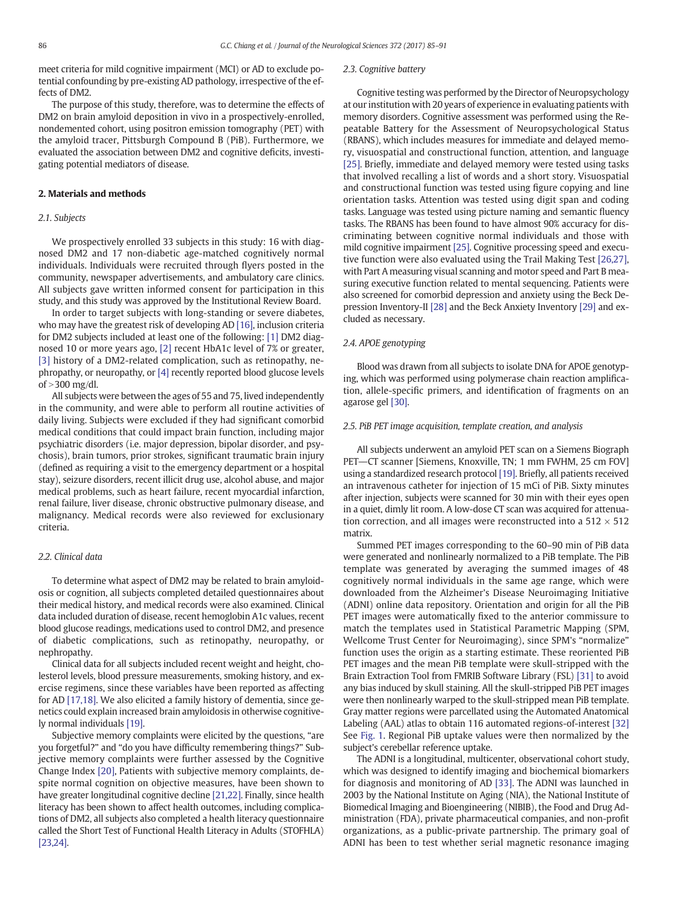meet criteria for mild cognitive impairment (MCI) or AD to exclude potential confounding by pre-existing AD pathology, irrespective of the effects of DM2.

The purpose of this study, therefore, was to determine the effects of DM2 on brain amyloid deposition in vivo in a prospectively-enrolled, nondemented cohort, using positron emission tomography (PET) with the amyloid tracer, Pittsburgh Compound B (PiB). Furthermore, we evaluated the association between DM2 and cognitive deficits, investigating potential mediators of disease.

## 2. Materials and methods

### 2.1. Subjects

We prospectively enrolled 33 subjects in this study: 16 with diagnosed DM2 and 17 non-diabetic age-matched cognitively normal individuals. Individuals were recruited through flyers posted in the community, newspaper advertisements, and ambulatory care clinics. All subjects gave written informed consent for participation in this study, and this study was approved by the Institutional Review Board.

In order to target subjects with long-standing or severe diabetes, who may have the greatest risk of developing AD [16], inclusion criteria for DM2 subjects included at least one of the following: [1] DM2 diagnosed 10 or more years ago, [2] recent HbA1c level of 7% or greater, [3] history of a DM2-related complication, such as retinopathy, nephropathy, or neuropathy, or [4] recently reported blood glucose levels of >300 mg/dL.

All subjects were between the ages of 55 and 75, lived independently in the community, and were able to perform all routine activities of daily living. Subjects were excluded if they had significant comorbid medical conditions that could impact brain function, including major psychiatric disorders (i.e. major depression, bipolar disorder, and psychosis), brain tumors, prior strokes, significant traumatic brain injury (defined as requiring a visit to the emergency department or a hospital stay), seizure disorders, recent illicit drug use, alcohol abuse, and major medical problems, such as heart failure, recent myocardial infarction, renal failure, liver disease, chronic obstructive pulmonary disease, and malignancy. Medical records were also reviewed for exclusionary criteria.

### 2.2. Clinical data

To determine what aspect of DM2 may be related to brain amyloidosis or cognition, all subjects completed detailed questionnaires about their medical history, and medical records were also examined. Clinical data included duration of disease, recent hemoglobin A1c values, recent blood glucose readings, medications used to control DM2, and presence of diabetic complications, such as retinopathy, neuropathy, or nephropathy.

Clinical data for all subjects included recent weight and height, cholesterol levels, blood pressure measurements, smoking history, and exercise regimens, since these variables have been reported as affecting for AD [17,18]. We also elicited a family history of dementia, since genetics could explain increased brain amyloidosis in otherwise cognitively normal individuals [19].

Subjective memory complaints were elicited by the questions, "are you forgetful?" and "do you have difficulty remembering things?" Subjective memory complaints were further assessed by the Cognitive Change Index [20], Patients with subjective memory complaints, despite normal cognition on objective measures, have been shown to have greater longitudinal cognitive decline [21,22]. Finally, since health literacy has been shown to affect health outcomes, including complications of DM2, all subjects also completed a health literacy questionnaire called the Short Test of Functional Health Literacy in Adults (STOFHLA) [23,24].

### 2.3. Cognitive battery

Cognitive testing was performed by the Director of Neuropsychology at our institution with 20 years of experience in evaluating patients with memory disorders. Cognitive assessment was performed using the Repeatable Battery for the Assessment of Neuropsychological Status (RBANS), which includes measures for immediate and delayed memory, visuospatial and constructional function, attention, and language [25]. Briefly, immediate and delayed memory were tested using tasks that involved recalling a list of words and a short story. Visuospatial and constructional function was tested using figure copying and line orientation tasks. Attention was tested using digit span and coding tasks. Language was tested using picture naming and semantic fluency tasks. The RBANS has been found to have almost 90% accuracy for discriminating between cognitive normal individuals and those with mild cognitive impairment [25]. Cognitive processing speed and executive function were also evaluated using the Trail Making Test [26,27], with Part A measuring visual scanning and motor speed and Part B measuring executive function related to mental sequencing. Patients were also screened for comorbid depression and anxiety using the Beck Depression Inventory-II [28] and the Beck Anxiety Inventory [29] and excluded as necessary.

### 2.4. APOE genotyping

Blood was drawn from all subjects to isolate DNA for APOE genotyping, which was performed using polymerase chain reaction amplification, allele-specific primers, and identification of fragments on an agarose gel [30].

### 2.5. PiB PET image acquisition, template creation, and analysis

All subjects underwent an amyloid PET scan on a Siemens Biograph PET—CT scanner [Siemens, Knoxville, TN; 1 mm FWHM, 25 cm FOV] using a standardized research protocol [19]. Briefly, all patients received an intravenous catheter for injection of 15 mCi of PiB. Sixty minutes after injection, subjects were scanned for 30 min with their eyes open in a quiet, dimly lit room. A low-dose CT scan was acquired for attenuation correction, and all images were reconstructed into a $512 \times 512$ matrix.

Summed PET images corresponding to the 60–90 min of PiB data were generated and nonlinearly normalized to a PiB template. The PiB template was generated by averaging the summed images of 48 cognitively normal individuals in the same age range, which were downloaded from the Alzheimer's Disease Neuroimaging Initiative (ADNI) online data repository. Orientation and origin for all the PiB PET images were automatically fixed to the anterior commissure to match the templates used in Statistical Parametric Mapping (SPM, Wellcome Trust Center for Neuroimaging), since SPM's "normalize" function uses the origin as a starting estimate. These reoriented PiB PET images and the mean PiB template were skull-stripped with the Brain Extraction Tool from FMRIB Software Library (FSL) [31] to avoid any bias induced by skull staining. All the skull-stripped PiB PET images were then nonlinearly warped to the skull-stripped mean PiB template. Gray matter regions were parcellated using the Automated Anatomical Labeling (AAL) atlas to obtain 116 automated regions-of-interest [32] See Fig. 1. Regional PiB uptake values were then normalized by the subject's cerebellar reference uptake.

The ADNI is a longitudinal, multicenter, observational cohort study, which was designed to identify imaging and biochemical biomarkers for diagnosis and monitoring of AD [33]. The ADNI was launched in 2003 by the National Institute on Aging (NIA), the National Institute of Biomedical Imaging and Bioengineering (NIBIB), the Food and Drug Administration (FDA), private pharmaceutical companies, and non-profit organizations, as a public-private partnership. The primary goal of ADNI has been to test whether serial magnetic resonance imaging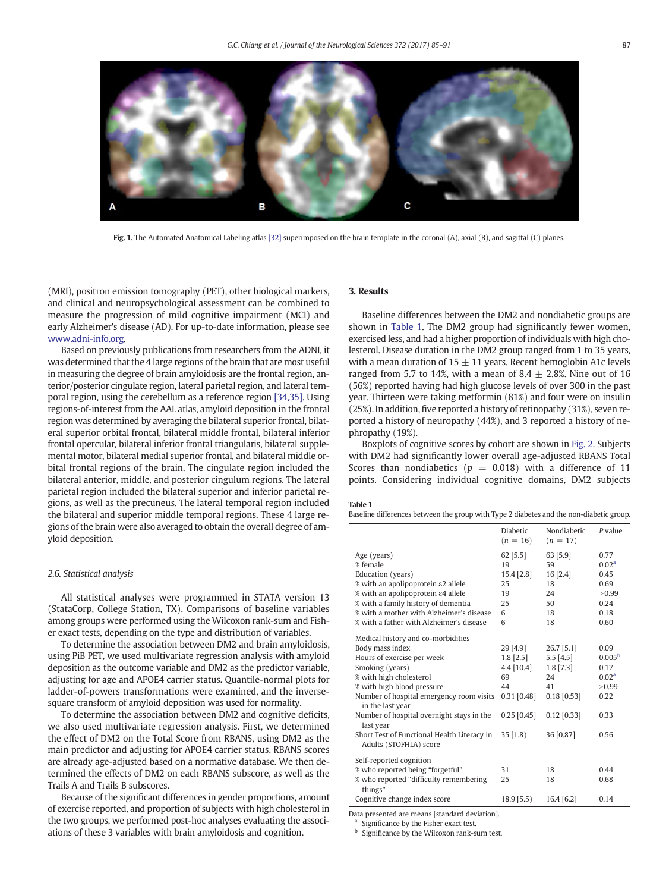Fig. 1. The Automated Anatomical Labeling atlas [32] superimposed on the brain template in the coronal (A), axial (B), and sagittal (C) planes.

(MRI), positron emission tomography (PET), other biological markers, and clinical and neuropsychological assessment can be combined to measure the progression of mild cognitive impairment (MCI) and early Alzheimer's disease (AD). For up-to-date information, please see www.adni-info.org.

Based on previously publications from researchers from the ADNI, it was determined that the 4 large regions of the brain that are most useful in measuring the degree of brain amyloidosis are the frontal region, anterior/posterior cingulate region, lateral parietal region, and lateral temporal region, using the cerebellum as a reference region [34,35]. Using regions-of-interest from the AAL atlas, amyloid deposition in the frontal region was determined by averaging the bilateral superior frontal, bilateral superior orbital frontal, bilateral middle frontal, bilateral inferior frontal opercular, bilateral inferior frontal triangularis, bilateral supplemental motor, bilateral medial superior frontal, and bilateral middle orbital frontal regions of the brain. The cingulate region included the bilateral anterior, middle, and posterior cingulum regions. The lateral parietal region included the bilateral superior and inferior parietal regions, as well as the precuneus. The lateral temporal region included the bilateral and superior middle temporal regions. These 4 large regions of the brain were also averaged to obtain the overall degree of amyloid deposition.

### 2.6. Statistical analysis

All statistical analyses were programmed in STATA version 13 (StataCorp, College Station, TX). Comparisons of baseline variables among groups were performed using the Wilcoxon rank-sum and Fisher exact tests, depending on the type and distribution of variables.

To determine the association between DM2 and brain amyloidosis, using PiB PET, we used multivariate regression analysis with amyloid deposition as the outcome variable and DM2 as the predictor variable, adjusting for age and APOE4 carrier status. Quantile-normal plots for ladder-of-powers transformations were examined, and the inverse-square transform of amyloid deposition was used for normality.

To determine the association between DM2 and cognitive deficits, we also used multivariate regression analysis. First, we determined the effect of DM2 on the Total Score from RBANS, using DM2 as the main predictor and adjusting for APOE4 carrier status. RBANS scores are already age-adjusted based on a normative database. We then determined the effects of DM2 on each RBANS subscore, as well as the Trails A and Trails B subscores.

Because of the significant differences in gender proportions, amount of exercise reported, and proportion of subjects with high cholesterol in the two groups, we performed post-hoc analyses evaluating the associations of these 3 variables with brain amyloidosis and cognition.

## 3. Results

Baseline differences between the DM2 and nondiabetic groups are shown in Table 1. The DM2 group had significantly fewer women, exercised less, and had a higher proportion of individuals with high cholesterol. Disease duration in the DM2 group ranged from 1 to 35 years, with a mean duration of $15 \pm 11$ years. Recent hemoglobin A1c levels ranged from 5.7 to 14%, with a mean of $8.4 \pm 2.8$%. Nine out of 16 (56%) reported having had high glucose levels of over 300 in the past year. Thirteen were taking metformin (81%) and four were on insulin (25%). In addition, five reported a history of retinopathy (31%), seven reported a history of neuropathy (44%), and 3 reported a history of nephropathy (19%).

Boxplots of cognitive scores by cohort are shown in Fig. 2. Subjects with DM2 had significantly lower overall age-adjusted RBANS Total Scores than nondiabetics ($p = 0.018$) with a difference of 11 points. Considering individual cognitive domains, DM2 subjects

**Table 1**
Baseline differences between the group with Type 2 diabetes and the non-diabetic group.

| | Diabetic ($n = 16$) | Nondiabetic ($n = 17$) | P value |
|---|---|---|---|
| Age (years) | 62 [5.5] | 63 [5.9] | 0.77 |
| % female | 19 | 59 | 0.02[a] |
| Education (years) | 15.4 [2.8] | 16 [2.4] | 0.45 |
| % with an apolipoprotein ε2 allele | 25 | 18 | 0.69 |
| % with an apolipoprotein ε4 allele | 19 | 24 | >0.99 |
| % with a family history of dementia | 25 | 50 | 0.24 |
| % with a mother with Alzheimer's disease | 6 | 18 | 0.18 |
| % with a father with Alzheimer's disease | 6 | 18 | 0.60 |
| Medical history and co-morbidities | | | |
| Body mass index | 29 [4.9] | 26.7 [5.1] | 0.09 |
| Hours of exercise per week | 1.8 [2.5] | 5.5 [4.5] | 0.005[b] |
| Smoking (years) | 4.4 [10.4] | 1.8 [7.3] | 0.17 |
| % with high cholesterol | 69 | 24 | 0.02[a] |
| % with high blood pressure | 44 | 41 | >0.99 |
| Number of hospital emergency room visits in the last year | 0.31 [0.48] | 0.18 [0.53] | 0.22 |
| Number of hospital overnight stays in the last year | 0.25 [0.45] | 0.12 [0.33] | 0.33 |
| Short Test of Functional Health Literacy in Adults (STOFHLA) score | 35 [1.8] | 36 [0.87] | 0.56 |
| Self-reported cognition | | | |
| % who reported being "forgetful" | 31 | 18 | 0.44 |
| % who reported "difficulty remembering things" | 25 | 18 | 0.68 |
| Cognitive change index score | 18.9 [5.5] | 16.4 [6.2] | 0.14 |

Data presented are means [standard deviation].
[a] Significance by the Fisher exact test.
[b] Significance by the Wilcoxon rank-sum test.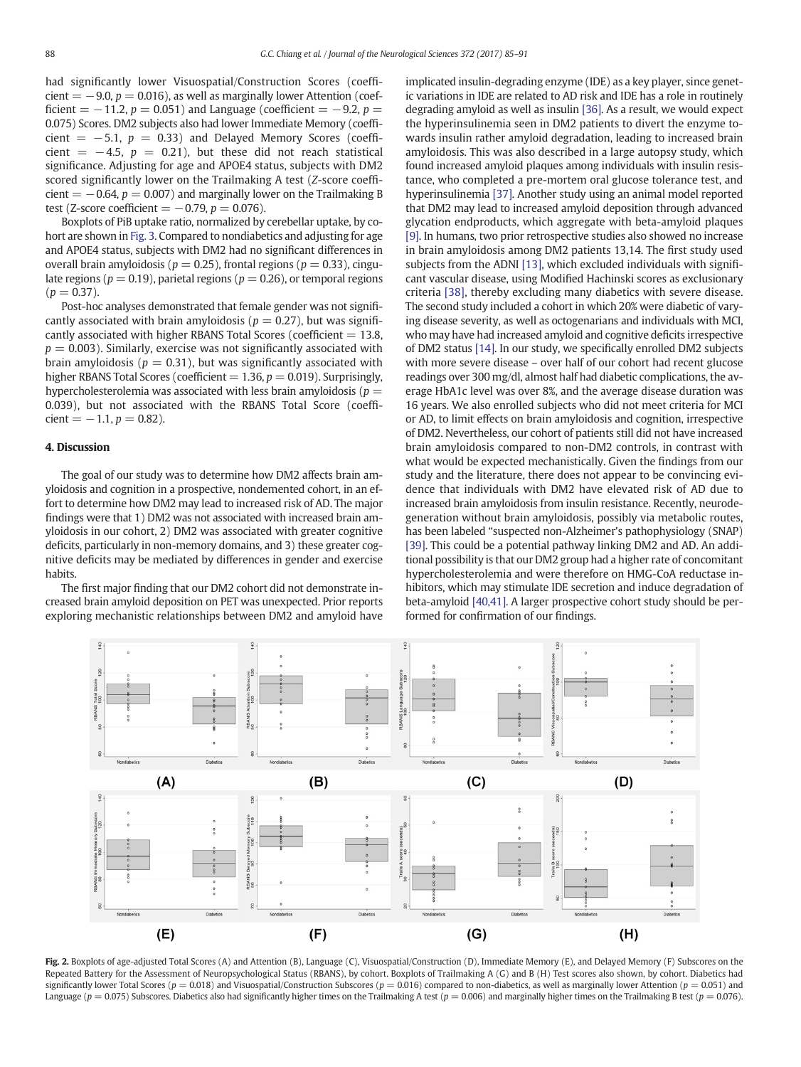had significantly lower Visuospatial/Construction Scores (coefficient = −9.0, $p = 0.016$), as well as marginally lower Attention (coefficient = −11.2, $p = 0.051$) and Language (coefficient = −9.2, $p = 0.075$) Scores. DM2 subjects also had lower Immediate Memory (coefficient = −5.1, $p = 0.33$) and Delayed Memory Scores (coefficient = −4.5, $p = 0.21$), but these did not reach statistical significance. Adjusting for age and APOE4 status, subjects with DM2 scored significantly lower on the Trailmaking A test (Z-score coefficient = −0.64, $p = 0.007$) and marginally lower on the Trailmaking B test (Z-score coefficient = −0.79, $p = 0.076$).

Boxplots of PiB uptake ratio, normalized by cerebellar uptake, by cohort are shown in Fig. 3. Compared to nondiabetics and adjusting for age and APOE4 status, subjects with DM2 had no significant differences in overall brain amyloidosis ($p = 0.25$), frontal regions ($p = 0.33$), cingulate regions ($p = 0.19$), parietal regions ($p = 0.26$), or temporal regions ($p = 0.37$).

Post-hoc analyses demonstrated that female gender was not significantly associated with brain amyloidosis ($p = 0.27$), but was significantly associated with higher RBANS Total Scores (coefficient = 13.8, $p = 0.003$). Similarly, exercise was not significantly associated with brain amyloidosis ($p = 0.31$), but was significantly associated with higher RBANS Total Scores (coefficient = 1.36, $p = 0.019$). Surprisingly, hypercholesterolemia was associated with less brain amyloidosis ($p = 0.039$), but not associated with the RBANS Total Score (coefficient = −1.1, $p = 0.82$).

## 4. Discussion

The goal of our study was to determine how DM2 affects brain amyloidosis and cognition in a prospective, nondemented cohort, in an effort to determine how DM2 may lead to increased risk of AD. The major findings were that 1) DM2 was not associated with increased brain amyloidosis in our cohort, 2) DM2 was associated with greater cognitive deficits, particularly in non-memory domains, and 3) these greater cognitive deficits may be mediated by differences in gender and exercise habits.

The first major finding that our DM2 cohort did not demonstrate increased brain amyloid deposition on PET was unexpected. Prior reports exploring mechanistic relationships between DM2 and amyloid have implicated insulin-degrading enzyme (IDE) as a key player, since genetic variations in IDE are related to AD risk and IDE has a role in routinely degrading amyloid as well as insulin [36]. As a result, we would expect the hyperinsulinemia seen in DM2 patients to divert the enzyme towards insulin rather amyloid degradation, leading to increased brain amyloidosis. This was also described in a large autopsy study, which found increased amyloid plaques among individuals with insulin resistance, who completed a pre-mortem oral glucose tolerance test, and hyperinsulinemia [37]. Another study using an animal model reported that DM2 may lead to increased amyloid deposition through advanced glycation endproducts, which aggregate with beta-amyloid plaques [9]. In humans, two prior retrospective studies also showed no increase in brain amyloidosis among DM2 patients 13,14. The first study used subjects from the ADNI [13], which excluded individuals with significant vascular disease, using Modified Hachinski scores as exclusionary criteria [38], thereby excluding many diabetics with severe disease. The second study included a cohort in which 20% were diabetic of varying disease severity, as well as octogenarians and individuals with MCI, who may have had increased amyloid and cognitive deficits irrespective of DM2 status [14]. In our study, we specifically enrolled DM2 subjects with more severe disease – over half of our cohort had recent glucose readings over 300 mg/dl, almost half had diabetic complications, the average HbA1c level was over 8%, and the average disease duration was 16 years. We also enrolled subjects who did not meet criteria for MCI or AD, to limit effects on brain amyloidosis and cognition, irrespective of DM2. Nevertheless, our cohort of patients still did not have increased brain amyloidosis compared to non-DM2 controls, in contrast with what would be expected mechanistically. Given the findings from our study and the literature, there does not appear to be convincing evidence that individuals with DM2 have elevated risk of AD due to increased brain amyloidosis from insulin resistance. Recently, neurodegeneration without brain amyloidosis, possibly via metabolic routes, has been labeled "suspected non-Alzheimer's pathophysiology (SNAP) [39]. This could be a potential pathway linking DM2 and AD. An additional possibility is that our DM2 group had a higher rate of concomitant hypercholesterolemia and were therefore on HMG-CoA reductase inhibitors, which may stimulate IDE secretion and induce degradation of beta-amyloid [40,41]. A larger prospective cohort study should be performed for confirmation of our findings.

**Fig. 2.** Boxplots of age-adjusted Total Scores (A) and Attention (B), Language (C), Visuospatial/Construction (D), Immediate Memory (E), and Delayed Memory (F) Subscores on the Repeated Battery for the Assessment of Neuropsychological Status (RBANS), by cohort. Boxplots of Trailmaking A (G) and B (H) Test scores also shown, by cohort. Diabetics had significantly lower Total Scores ($p = 0.018$) and Visuospatial/Construction Subscores ($p = 0.016$) compared to non-diabetics, as well as marginally lower Attention ($p = 0.051$) and Language ($p = 0.075$) Subscores. Diabetics also had significantly higher times on the Trailmaking A test ($p = 0.006$) and marginally higher times on the Trailmaking B test ($p = 0.076$).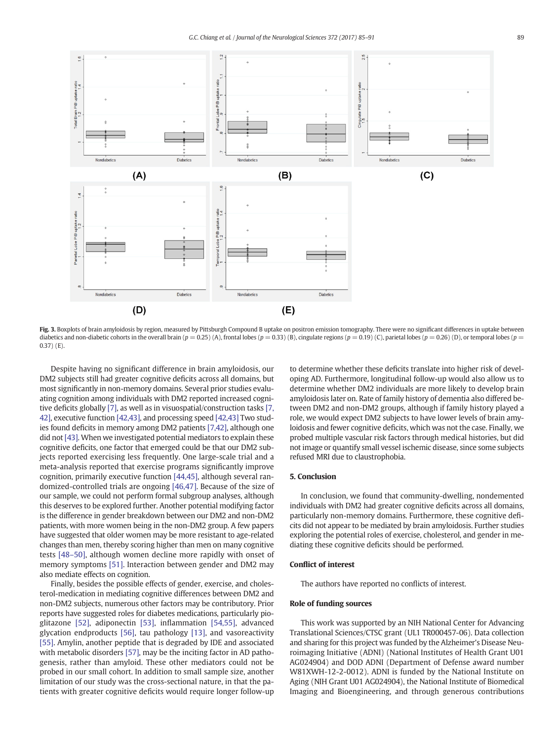Fig. 3. Boxplots of brain amyloidosis by region, measured by Pittsburgh Compound B uptake on positron emission tomography. There were no significant differences in uptake between diabetics and non-diabetic cohorts in the overall brain ($p = 0.25$) (A), frontal lobes ($p = 0.33$) (B), cingulate regions ($p = 0.19$) (C), parietal lobes ($p = 0.26$) (D), or temporal lobes ($p = 0.37$) (E).

Despite having no significant difference in brain amyloidosis, our DM2 subjects still had greater cognitive deficits across all domains, but most significantly in non-memory domains. Several prior studies evaluating cognition among individuals with DM2 reported increased cognitive deficits globally [7], as well as in visuospatial/construction tasks [7, 42], executive function [42,43], and processing speed [42,43] Two studies found deficits in memory among DM2 patients [7,42], although one did not [43]. When we investigated potential mediators to explain these cognitive deficits, one factor that emerged could be that our DM2 subjects reported exercising less frequently. One large-scale trial and a meta-analysis reported that exercise programs significantly improve cognition, primarily executive function [44,45], although several randomized-controlled trials are ongoing [46,47]. Because of the size of our sample, we could not perform formal subgroup analyses, although this deserves to be explored further. Another potential modifying factor is the difference in gender breakdown between our DM2 and non-DM2 patients, with more women being in the non-DM2 group. A few papers have suggested that older women may be more resistant to age-related changes than men, thereby scoring higher than men on many cognitive tests [48–50], although women decline more rapidly with onset of memory symptoms [51]. Interaction between gender and DM2 may also mediate effects on cognition.

Finally, besides the possible effects of gender, exercise, and cholesterol-medication in mediating cognitive differences between DM2 and non-DM2 subjects, numerous other factors may be contributory. Prior reports have suggested roles for diabetes medications, particularly pioglitazone [52], adiponectin [53], inflammation [54,55], advanced glycation endproducts [56], tau pathology [13], and vasoreactivity [55]. Amylin, another peptide that is degraded by IDE and associated with metabolic disorders [57], may be the inciting factor in AD pathogenesis, rather than amyloid. These other mediators could not be probed in our small cohort. In addition to small sample size, another limitation of our study was the cross-sectional nature, in that the patients with greater cognitive deficits would require longer follow-up to determine whether these deficits translate into higher risk of developing AD. Furthermore, longitudinal follow-up would also allow us to determine whether DM2 individuals are more likely to develop brain amyloidosis later on. Rate of family history of dementia also differed between DM2 and non-DM2 groups, although if family history played a role, we would expect DM2 subjects to have lower levels of brain amyloidosis and fewer cognitive deficits, which was not the case. Finally, we probed multiple vascular risk factors through medical histories, but did not image or quantify small vessel ischemic disease, since some subjects refused MRI due to claustrophobia.

## 5. Conclusion

In conclusion, we found that community-dwelling, nondemented individuals with DM2 had greater cognitive deficits across all domains, particularly non-memory domains. Furthermore, these cognitive deficits did not appear to be mediated by brain amyloidosis. Further studies exploring the potential roles of exercise, cholesterol, and gender in mediating these cognitive deficits should be performed.

## Conflict of interest

The authors have reported no conflicts of interest.

## Role of funding sources

This work was supported by an NIH National Center for Advancing Translational Sciences/CTSC grant (UL1 TR000457-06). Data collection and sharing for this project was funded by the Alzheimer's Disease Neuroimaging Initiative (ADNI) (National Institutes of Health Grant U01 AG024904) and DOD ADNI (Department of Defense award number W81XWH-12-2-0012). ADNI is funded by the National Institute on Aging (NIH Grant U01 AG024904), the National Institute of Biomedical Imaging and Bioengineering, and through generous contributions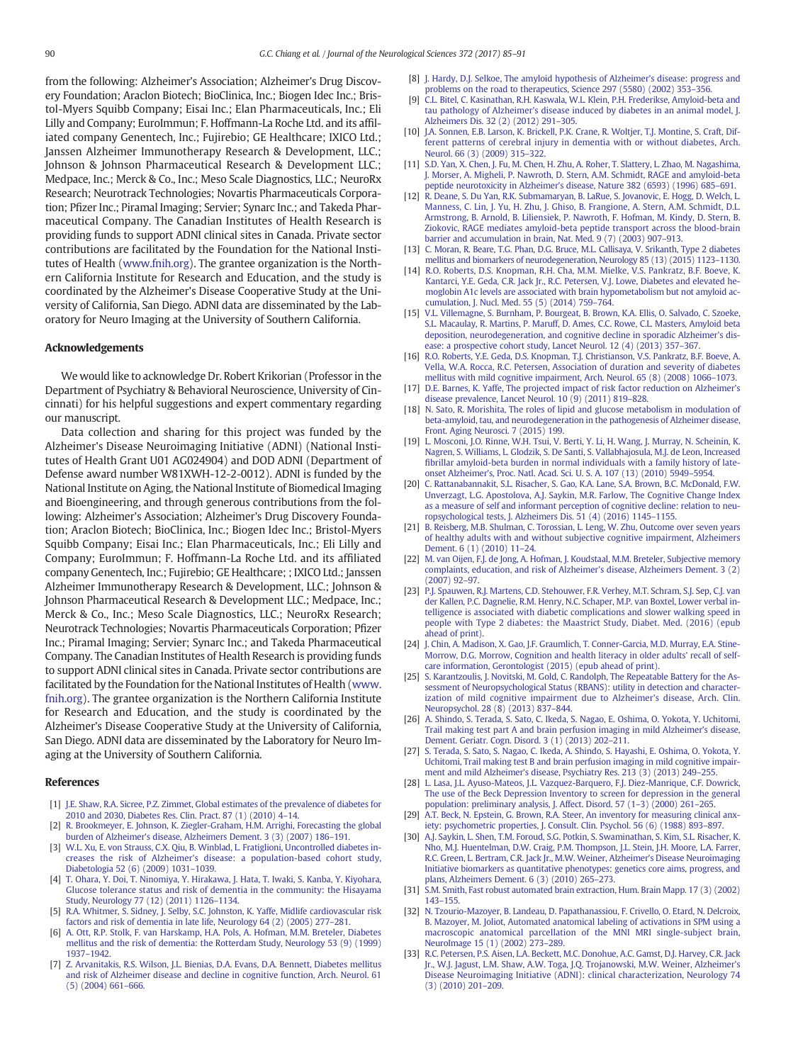from the following: Alzheimer's Association; Alzheimer's Drug Discovery Foundation; Araclon Biotech; BioClinica, Inc.; Biogen Idec Inc.; Bristol-Myers Squibb Company; Eisai Inc.; Elan Pharmaceuticals, Inc.; Eli Lilly and Company; EuroImmun; F. Hoffmann-La Roche Ltd. and its affiliated company Genentech, Inc.; Fujirebio; GE Healthcare; IXICO Ltd.; Janssen Alzheimer Immunotherapy Research & Development, LLC.; Johnson & Johnson Pharmaceutical Research & Development LLC.; Medpace, Inc.; Merck & Co., Inc.; Meso Scale Diagnostics, LLC.; NeuroRx Research; Neurotrack Technologies; Novartis Pharmaceuticals Corporation; Pfizer Inc.; Piramal Imaging; Servier; Synarc Inc.; and Takeda Pharmaceutical Company. The Canadian Institutes of Health Research is providing funds to support ADNI clinical sites in Canada. Private sector contributions are facilitated by the Foundation for the National Institutes of Health (www.fnih.org). The grantee organization is the Northern California Institute for Research and Education, and the study is coordinated by the Alzheimer's Disease Cooperative Study at the University of California, San Diego. ADNI data are disseminated by the Laboratory for Neuro Imaging at the University of Southern California.

## Acknowledgements

We would like to acknowledge Dr. Robert Krikorian (Professor in the Department of Psychiatry & Behavioral Neuroscience, University of Cincinnati) for his helpful suggestions and expert commentary regarding our manuscript.

Data collection and sharing for this project was funded by the Alzheimer's Disease Neuroimaging Initiative (ADNI) (National Institutes of Health Grant U01 AG024904) and DOD ADNI (Department of Defense award number W81XWH-12-2-0012). ADNI is funded by the National Institute on Aging, the National Institute of Biomedical Imaging and Bioengineering, and through generous contributions from the following: Alzheimer's Association; Alzheimer's Drug Discovery Foundation; Araclon Biotech; BioClinica, Inc.; Biogen Idec Inc.; Bristol-Myers Squibb Company; Eisai Inc.; Elan Pharmaceuticals, Inc.; Eli Lilly and Company; EuroImmun; F. Hoffmann-La Roche Ltd. and its affiliated company Genentech, Inc.; Fujirebio; GE Healthcare; ; IXICO Ltd.; Janssen Alzheimer Immunotherapy Research & Development, LLC.; Johnson & Johnson Pharmaceutical Research & Development LLC.; Medpace, Inc.; Merck & Co., Inc.; Meso Scale Diagnostics, LLC.; NeuroRx Research; Neurotrack Technologies; Novartis Pharmaceuticals Corporation; Pfizer Inc.; Piramal Imaging; Servier; Synarc Inc.; and Takeda Pharmaceutical Company. The Canadian Institutes of Health Research is providing funds to support ADNI clinical sites in Canada. Private sector contributions are facilitated by the Foundation for the National Institutes of Health (www.fnih.org). The grantee organization is the Northern California Institute for Research and Education, and the study is coordinated by the Alzheimer's Disease Cooperative Study at the University of California, San Diego. ADNI data are disseminated by the Laboratory for Neuro Imaging at the University of Southern California.

## References

[1] J.E. Shaw, R.A. Sicree, P.Z. Zimmet, Global estimates of the prevalence of diabetes for 2010 and 2030, Diabetes Res. Clin. Pract. 87 (1) (2010) 4–14.

[2] R. Brookmeyer, E. Johnson, K. Ziegler-Graham, H.M. Arrighi, Forecasting the global burden of Alzheimer's disease, Alzheimers Dement. 3 (3) (2007) 186–191.

[3] W.L. Xu, E. von Strauss, C.X. Qiu, B. Winblad, L. Fratiglioni, Uncontrolled diabetes increases the risk of Alzheimer's disease: a population-based cohort study, Diabetologia 52 (6) (2009) 1031–1039.

[4] T. Ohara, Y. Doi, T. Ninomiya, Y. Hirakawa, J. Hata, T. Iwaki, S. Kanba, Y. Kiyohara, Glucose tolerance status and risk of dementia in the community: the Hisayama Study, Neurology 77 (12) (2011) 1126–1134.

[5] R.A. Whitmer, S. Sidney, J. Selby, S.C. Johnston, K. Yaffe, Midlife cardiovascular risk factors and risk of dementia in late life, Neurology 64 (2) (2005) 277–281.

[6] A. Ott, R.P. Stolk, F. van Harskamp, H.A. Pols, A. Hofman, M.M. Breteler, Diabetes mellitus and the risk of dementia: the Rotterdam Study, Neurology 53 (9) (1999) 1937–1942.

[7] Z. Arvanitakis, R.S. Wilson, J.L. Bienias, D.A. Evans, D.A. Bennett, Diabetes mellitus and risk of Alzheimer disease and decline in cognitive function, Arch. Neurol. 61 (5) (2004) 661–666.

[8] J. Hardy, D.J. Selkoe, The amyloid hypothesis of Alzheimer's disease: progress and problems on the road to therapeutics, Science 297 (5580) (2002) 353–356.

[9] C.L. Bitel, C. Kasinathan, R.H. Kaswala, W.L. Klein, P.H. Frederikse, Amyloid-beta and tau pathology of Alzheimer's disease induced by diabetes in an animal model, J. Alzheimers Dis. 32 (2) (2012) 291–305.

[10] J.A. Sonnen, E.B. Larson, K. Brickell, P.K. Crane, R. Woltjer, T.J. Montine, S. Craft, Different patterns of cerebral injury in dementia with or without diabetes, Arch. Neurol. 66 (3) (2009) 315–322.

[11] S.D. Yan, X. Chen, J. Fu, M. Chen, H. Zhu, A. Roher, T. Slattery, L. Zhao, M. Nagashima, J. Morser, A. Migheli, P. Nawroth, D. Stern, A.M. Schmidt, RAGE and amyloid-beta peptide neurotoxicity in Alzheimer's disease, Nature 382 (6593) (1996) 685–691.

[12] R. Deane, S. Du Yan, R.K. Submamaryan, B. LaRue, S. Jovanovic, E. Hogg, D. Welch, L. Manness, C. Lin, J. Yu, H. Zhu, J. Ghiso, B. Frangione, A. Stern, A.M. Schmidt, D.L. Armstrong, B. Arnold, B. Liliensiek, P. Nawroth, F. Hofman, M. Kindy, D. Stern, B. Ziokovic, RAGE mediates amyloid-beta peptide transport across the blood-brain barrier and accumulation in brain, Nat. Med. 9 (7) (2003) 907–913.

[13] C. Moran, R. Beare, T.G. Phan, D.G. Bruce, M.L. Callisaya, V. Srikanth, Type 2 diabetes mellitus and biomarkers of neurodegeneration, Neurology 85 (13) (2015) 1123–1130.

[14] R.O. Roberts, D.S. Knopman, R.H. Cha, M.M. Mielke, V.S. Pankratz, B.F. Boeve, K. Kantarci, Y.E. Geda, C.R. Jack Jr., R.C. Petersen, V.J. Lowe, Diabetes and elevated hemoglobin A1c levels are associated with brain hypometabolism but not amyloid accumulation, J. Nucl. Med. 55 (5) (2014) 759–764.

[15] V.L. Villemagne, S. Burnham, P. Bourgeat, B. Brown, K.A. Ellis, O. Salvado, C. Szoeke, S.L. Macaulay, R. Martins, P. Maruff, D. Ames, C.C. Rowe, C.L. Masters, Amyloid beta deposition, neurodegeneration, and cognitive decline in sporadic Alzheimer's disease: a prospective cohort study, Lancet Neurol. 12 (4) (2013) 357–367.

[16] R.O. Roberts, Y.E. Geda, D.S. Knopman, T.J. Christianson, V.S. Pankratz, B.F. Boeve, A. Vella, W.A. Rocca, R.C. Petersen, Association of duration and severity of diabetes mellitus with mild cognitive impairment, Arch. Neurol. 65 (8) (2008) 1066–1073.

[17] D.E. Barnes, K. Yaffe, The projected impact of risk factor reduction on Alzheimer's disease prevalence, Lancet Neurol. 10 (9) (2011) 819–828.

[18] N. Sato, R. Morishita, The roles of lipid and glucose metabolism in modulation of beta-amyloid, tau, and neurodegeneration in the pathogenesis of Alzheimer disease, Front. Aging Neurosci. 7 (2015) 199.

[19] L. Mosconi, J.O. Rinne, W.H. Tsui, V. Berti, Y. Li, H. Wang, J. Murray, N. Scheinin, K. Nagren, S. Williams, L. Glodzik, S. De Santi, S. Vallabhajosula, M.J. de Leon, Increased fibrillar amyloid-beta burden in normal individuals with a family history of late-onset Alzheimer's, Proc. Natl. Acad. Sci. U. S. A. 107 (13) (2010) 5949–5954.

[20] C. Rattanabannakit, S.L. Risacher, S. Gao, K.A. Lane, S.A. Brown, B.C. McDonald, F.W. Unverzagt, L.G. Apostolova, A.J. Saykin, M.R. Farlow, The Cognitive Change Index as a measure of self and informant perception of cognitive decline: relation to neuropsychological tests, J. Alzheimers Dis. 51 (4) (2016) 1145–1155.

[21] B. Reisberg, M.B. Shulman, C. Torossian, L. Leng, W. Zhu, Outcome over seven years of healthy adults with and without subjective cognitive impairment, Alzheimers Dement. 6 (1) (2010) 11–24.

[22] M. van Oijen, F.J. de Jong, A. Hofman, J. Koudstaal, M.M. Breteler, Subjective memory complaints, education, and risk of Alzheimer's disease, Alzheimers Dement. 3 (2) (2007) 92–97.

[23] P.J. Spauwen, R.J. Martens, C.D. Stehouwer, F.R. Verhey, M.T. Schram, S.J. Sep, C.J. van der Kallen, P.C. Dagnelie, R.M. Henry, N.C. Schaper, M.P. van Boxtel, Lower verbal intelligence is associated with diabetic complications and slower walking speed in people with Type 2 diabetes: the Maastrict Study, Diabet. Med. (2016) (epub ahead of print).

[24] J. Chin, A. Madison, X. Gao, J.F. Graumlich, T. Conner-Garcia, M.D. Murray, E.A. Stine-Morrow, D.G. Morrow, Cognition and health literacy in older adults' recall of self-care information, Gerontologist (2015) (epub ahead of print).

[25] S. Karantzoulis, J. Novitski, M. Gold, C. Randolph, The Repeatable Battery for the Assessment of Neuropsychological Status (RBANS): utility in detection and characterization of mild cognitive impairment due to Alzheimer's disease, Arch. Clin. Neuropsychol. 28 (8) (2013) 837–844.

[26] A. Shindo, S. Terada, S. Sato, C. Ikeda, S. Nagao, E. Oshima, O. Yokota, Y. Uchitomi, Trail making test part A and brain perfusion imaging in mild Alzheimer's disease, Dement. Geriatr. Cogn. Disord. 3 (1) (2013) 202–211.

[27] S. Terada, S. Sato, S. Nagao, C. Ikeda, A. Shindo, S. Hayashi, E. Oshima, O. Yokota, Y. Uchitomi, Trail making test B and brain perfusion imaging in mild cognitive impairment and mild Alzheimer's disease, Psychiatry Res. 213 (3) (2013) 249–255.

[28] L. Lasa, J.L. Ayuso-Mateos, J.L. Vazquez-Barquero, F.J. Diez-Manrique, C.F. Dowrick, The use of the Beck Depression Inventory to screen for depression in the general population: preliminary analysis, J. Affect. Disord. 57 (1–3) (2000) 261–265.

[29] A.T. Beck, N. Epstein, G. Brown, R.A. Steer, An inventory for measuring clinical anxiety: psychometric properties, J. Consult. Clin. Psychol. 56 (6) (1988) 893–897.

[30] A.J. Saykin, L. Shen, T.M. Foroud, S.G. Potkin, S. Swaminathan, S. Kim, S.L. Risacher, K. Nho, M.J. Huentelman, D.W. Craig, P.M. Thompson, J.L. Stein, J.H. Moore, L.A. Farrer, R.C. Green, L. Bertram, C.R. Jack Jr., M.W. Weiner, Alzheimer's Disease Neuroimaging Initiative biomarkers as quantitative phenotypes: genetics core aims, progress, and plans, Alzheimers Dement. 6 (3) (2010) 265–273.

[31] S.M. Smith, Fast robust automated brain extraction, Hum. Brain Mapp. 17 (3) (2002) 143–155.

[32] N. Tzourio-Mazoyer, B. Landeau, D. Papathanassiou, F. Crivello, O. Etard, N. Delcroix, B. Mazoyer, M. Joliot, Automated anatomical labeling of activations in SPM using a macroscopic anatomical parcellation of the MNI MRI single-subject brain, NeuroImage 15 (1) (2002) 273–289.

[33] R.C. Petersen, P.S. Aisen, L.A. Beckett, M.C. Donohue, A.C. Gamst, D.J. Harvey, C.R. Jack Jr., W.J. Jagust, L.M. Shaw, A.W. Toga, J.Q. Trojanowski, M.W. Weiner, Alzheimer's Disease Neuroimaging Initiative (ADNI): clinical characterization, Neurology 74 (3) (2010) 201–209.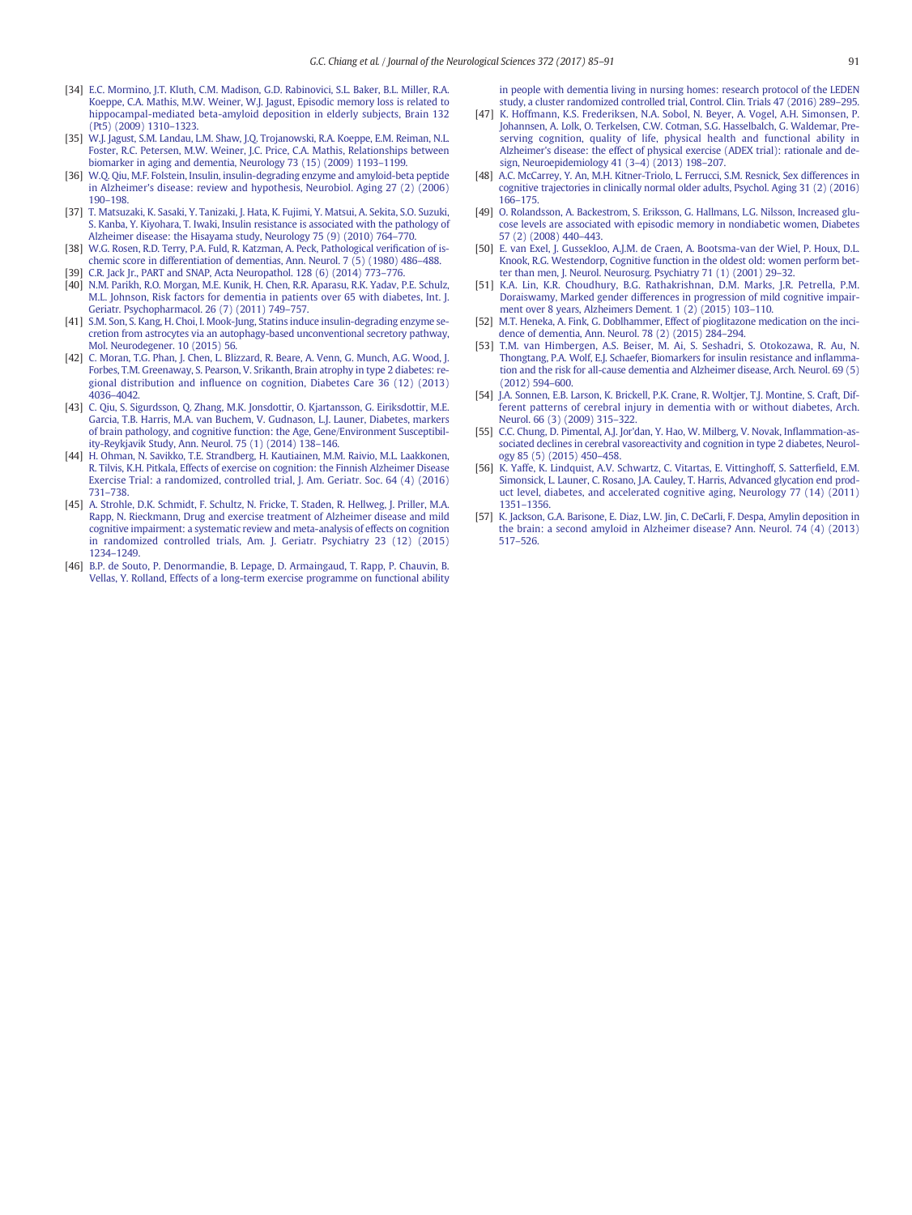[34] E.C. Mormino, J.T. Kluth, C.M. Madison, G.D. Rabinovici, S.L. Baker, B.L. Miller, R.A. Koeppe, C.A. Mathis, M.W. Weiner, W.J. Jagust, Episodic memory loss is related to hippocampal-mediated beta-amyloid deposition in elderly subjects, Brain 132 (Pt5) (2009) 1310–1323.

[35] W.J. Jagust, S.M. Landau, L.M. Shaw, J.Q. Trojanowski, R.A. Koeppe, E.M. Reiman, N.L. Foster, R.C. Petersen, M.W. Weiner, J.C. Price, C.A. Mathis, Relationships between biomarker in aging and dementia, Neurology 73 (15) (2009) 1193–1199.

[36] W.Q. Qiu, M.F. Folstein, Insulin, insulin-degrading enzyme and amyloid-beta peptide in Alzheimer's disease: review and hypothesis, Neurobiol. Aging 27 (2) (2006) 190–198.

[37] T. Matsuzaki, K. Sasaki, Y. Tanizaki, J. Hata, K. Fujimi, Y. Matsui, A. Sekita, S.O. Suzuki, S. Kanba, Y. Kiyohara, T. Iwaki, Insulin resistance is associated with the pathology of Alzheimer disease: the Hisayama study, Neurology 75 (9) (2010) 764–770.

[38] W.G. Rosen, R.D. Terry, P.A. Fuld, R. Katzman, A. Peck, Pathological verification of ischemic score in differentiation of dementias, Ann. Neurol. 7 (5) (1980) 486–488.

[39] C.R. Jack Jr., PART and SNAP, Acta Neuropathol. 128 (6) (2014) 773–776.

[40] N.M. Parikh, R.O. Morgan, M.E. Kunik, H. Chen, R.R. Aparasu, R.K. Yadav, P.E. Schulz, M.L. Johnson, Risk factors for dementia in patients over 65 with diabetes, Int. J. Geriatr. Psychopharmacol. 26 (7) (2011) 749–757.

[41] S.M. Son, S. Kang, H. Choi, I. Mook-Jung, Statins induce insulin-degrading enzyme secretion from astrocytes via an autophagy-based unconventional secretory pathway, Mol. Neurodegener. 10 (2015) 56.

[42] C. Moran, T.G. Phan, J. Chen, L. Blizzard, R. Beare, A. Venn, G. Munch, A.G. Wood, J. Forbes, T.M. Greenaway, S. Pearson, V. Srikanth, Brain atrophy in type 2 diabetes: regional distribution and influence on cognition, Diabetes Care 36 (12) (2013) 4036–4042.

[43] C. Qiu, S. Sigurdsson, Q. Zhang, M.K. Jonsdottir, O. Kjartansson, G. Eiriksdottir, M.E. Garcia, T.B. Harris, M.A. van Buchem, V. Gudnason, L.J. Launer, Diabetes, markers of brain pathology, and cognitive function: the Age, Gene/Environment Susceptibility-Reykjavik Study, Ann. Neurol. 75 (1) (2014) 138–146.

[44] H. Ohman, N. Savikko, T.E. Strandberg, H. Kautiainen, M.M. Raivio, M.L. Laakkonen, R. Tilvis, K.H. Pitkala, Effects of exercise on cognition: the Finnish Alzheimer Disease Exercise Trial: a randomized, controlled trial, J. Am. Geriatr. Soc. 64 (4) (2016) 731–738.

[45] A. Strohle, D.K. Schmidt, F. Schultz, N. Fricke, T. Staden, R. Hellweg, J. Priller, M.A. Rapp, N. Rieckmann, Drug and exercise treatment of Alzheimer disease and mild cognitive impairment: a systematic review and meta-analysis of effects on cognition in randomized controlled trials, Am. J. Geriatr. Psychiatry 23 (12) (2015) 1234–1249.

[46] B.P. de Souto, P. Denormandie, B. Lepage, D. Armaingaud, T. Rapp, P. Chauvin, B. Vellas, Y. Rolland, Effects of a long-term exercise programme on functional ability in people with dementia living in nursing homes: research protocol of the LEDEN study, a cluster randomized controlled trial, Control. Clin. Trials 47 (2016) 289–295.

[47] K. Hoffmann, K.S. Frederiksen, N.A. Sobol, N. Beyer, A. Vogel, A.H. Simonsen, P. Johannsen, A. Lolk, O. Terkelsen, C.W. Cotman, S.G. Hasselbalch, G. Waldemar, Preserving cognition, quality of life, physical health and functional ability in Alzheimer's disease: the effect of physical exercise (ADEX trial): rationale and design, Neuroepidemiology 41 (3–4) (2013) 198–207.

[48] A.C. McCarrey, Y. An, M.H. Kitner-Triolo, L. Ferrucci, S.M. Resnick, Sex differences in cognitive trajectories in clinically normal older adults, Psychol. Aging 31 (2) (2016) 166–175.

[49] O. Rolandsson, A. Backestrom, S. Eriksson, G. Hallmans, L.G. Nilsson, Increased glucose levels are associated with episodic memory in nondiabetic women, Diabetes 57 (2) (2008) 440–443.

[50] E. van Exel, J. Gussekloo, A.J.M. de Craen, A. Bootsma-van der Wiel, P. Houx, D.L. Knook, R.G. Westendorp, Cognitive function in the oldest old: women perform better than men, J. Neurol. Neurosurg. Psychiatry 71 (1) (2001) 29–32.

[51] K.A. Lin, K.R. Choudhury, B.G. Rathakrishnan, D.M. Marks, J.R. Petrella, P.M. Doraiswamy, Marked gender differences in progression of mild cognitive impairment over 8 years, Alzheimers Dement. 1 (2) (2015) 103–110.

[52] M.T. Heneka, A. Fink, G. Doblhammer, Effect of pioglitazone medication on the incidence of dementia, Ann. Neurol. 78 (2) (2015) 284–294.

[53] T.M. van Himbergen, A.S. Beiser, M. Ai, S. Seshadri, S. Otokozawa, R. Au, N. Thongtang, P.A. Wolf, E.J. Schaefer, Biomarkers for insulin resistance and inflammation and the risk for all-cause dementia and Alzheimer disease, Arch. Neurol. 69 (5) (2012) 594–600.

[54] J.A. Sonnen, E.B. Larson, K. Brickell, P.K. Crane, R. Woltjer, T.J. Montine, S. Craft, Different patterns of cerebral injury in dementia with or without diabetes, Arch. Neurol. 66 (3) (2009) 315–322.

[55] C.C. Chung, D. Pimental, A.J. Jor'dan, Y. Hao, W. Milberg, V. Novak, Inflammation-associated declines in cerebral vasoreactivity and cognition in type 2 diabetes, Neurology 85 (5) (2015) 450–458.

[56] K. Yaffe, K. Lindquist, A.V. Schwartz, C. Vitartas, E. Vittinghoff, S. Satterfield, E.M. Simonsick, L. Launer, C. Rosano, J.A. Cauley, T. Harris, Advanced glycation end product level, diabetes, and accelerated cognitive aging, Neurology 77 (14) (2011) 1351–1356.

[57] K. Jackson, G.A. Barisone, E. Diaz, L.W. Jin, C. DeCarli, F. Despa, Amylin deposition in the brain: a second amyloid in Alzheimer disease? Ann. Neurol. 74 (4) (2013) 517–526.